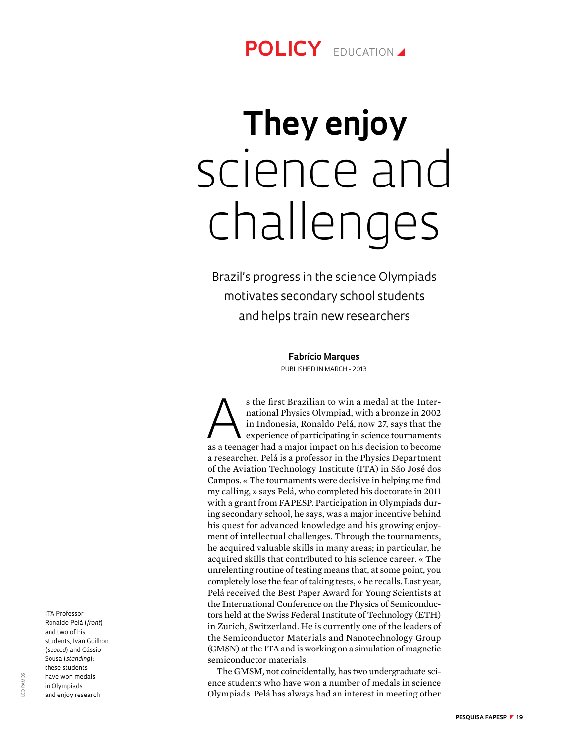POLICY EDUCATION

# They enjoy science and challenges

Brazil's progress in the science Olympiads motivates secondary school students and helps train new researchers

**Fabrício Marques**

PUBLISHED IN MARCH - 2013

As the first Brazilian to win a medal at the International Physics Olympiad, with a bronze in 2002 in Indonesia, Ronaldo Pelá, now 27, says that the experience of participating in science tournaments as a teenager had a major impact on his decision to become a researcher. Pelá is a professor in the Physics Department of the Aviation Technology Institute (ITA) in São José dos Campos. « The tournaments were decisive in helping me find my calling, » says Pelá, who completed his doctorate in 2011 with a grant from FAPESP. Participation in Olympiads during secondary school, he says, was a major incentive behind his quest for advanced knowledge and his growing enjoyment of intellectual challenges. Through the tournaments, he acquired valuable skills in many areas; in particular, he acquired skills that contributed to his science career. « The unrelenting routine of testing means that, at some point, you completely lose the fear of taking tests, » he recalls. Last year, Pelá received the Best Paper Award for Young Scientists at the International Conference on the Physics of Semiconductors held at the Swiss Federal Institute of Technology (ETH) in Zurich, Switzerland. He is currently one of the leaders of the Semiconductor Materials and Nanotechnology Group (GMSN) at the ITA and is working on a simulation of magnetic semiconductor materials.

The GMSM, not coincidentally, has two undergraduate science students who have won a number of medals in science Olympiads. Pelá has always had an interest in meeting other

ITA Professor Ronaldo Pelá (*front*) and two of his students, Ivan Guilhon (*seated*) and Cássio Sousa (*standing*): these students have won medals in Olympiads and enjoy research

LÉO RAMOS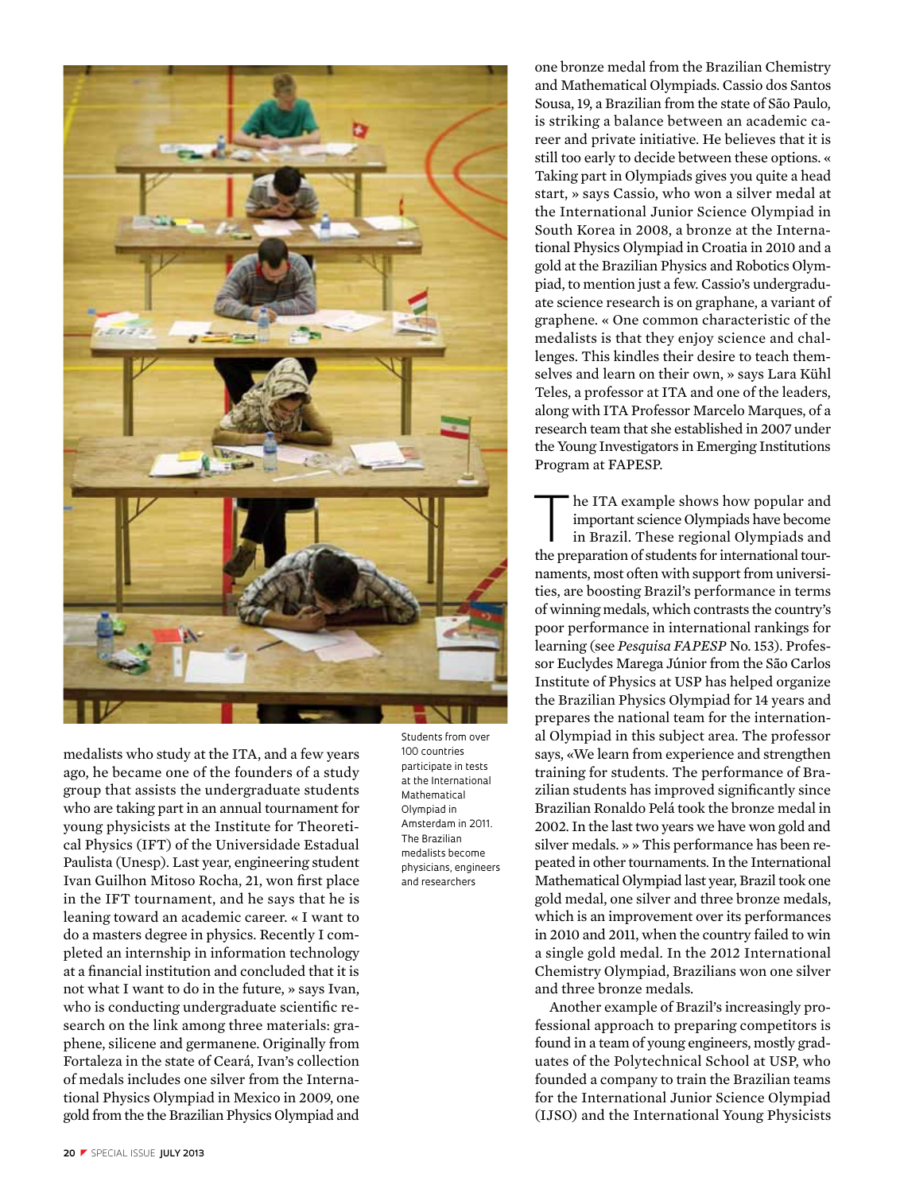medalists who study at the ITA, and a few years ago, he became one of the founders of a study group that assists the undergraduate students who are taking part in an annual tournament for young physicists at the Institute for Theoretical Physics (IFT) of the Universidade Estadual Paulista (Unesp). Last year, engineering student Ivan Guilhon Mitoso Rocha, 21, won first place in the IFT tournament, and he says that he is leaning toward an academic career. « I want to do a masters degree in physics. Recently I completed an internship in information technology at a financial institution and concluded that it is not what I want to do in the future, » says Ivan, who is conducting undergraduate scientific research on the link among three materials: graphene, silicene and germanene. Originally from Fortaleza in the state of Ceará, Ivan's collection of medals includes one silver from the International Physics Olympiad in Mexico in 2009, one gold from the the Brazilian Physics Olympiad and one bronze medal from the Brazilian Chemistry and Mathematical Olympiads. Cassio dos Santos Sousa, 19, a Brazilian from the state of São Paulo, is striking a balance between an academic career and private initiative. He believes that it is still too early to decide between these options. « Taking part in Olympiads gives you quite a head start, » says Cassio, who won a silver medal at the International Junior Science Olympiad in South Korea in 2008, a bronze at the International Physics Olympiad in Croatia in 2010 and a gold at the Brazilian Physics and Robotics Olympiad, to mention just a few. Cassio's undergraduate science research is on graphane, a variant of graphene. « One common characteristic of the medalists is that they enjoy science and challenges. This kindles their desire to teach themselves and learn on their own, » says Lara Kühl Teles, a professor at ITA and one of the leaders, along with ITA Professor Marcelo Marques, of a research team that she established in 2007 under the Young Investigators in Emerging Institutions Program at FAPESP.

Students from over 100 countries participate in tests at the International Mathematical Olympiad in Amsterdam in 2011. The Brazilian medalists become physicians, engineers and researchers

The ITA example shows how popular and important science Olympiads have become in Brazil. These regional Olympiads and the preparation of students for international tournaments, most often with support from universities, are boosting Brazil's performance in terms of winning medals, which contrasts the country's poor performance in international rankings for learning (see *Pesquisa FAPESP* No. 153). Professor Euclydes Marega Júnior from the São Carlos Institute of Physics at USP has helped organize the Brazilian Physics Olympiad for 14 years and prepares the national team for the international Olympiad in this subject area. The professor says, «We learn from experience and strengthen training for students. The performance of Brazilian students has improved significantly since Brazilian Ronaldo Pelá took the bronze medal in 2002. In the last two years we have won gold and silver medals. » » This performance has been repeated in other tournaments. In the International Mathematical Olympiad last year, Brazil took one gold medal, one silver and three bronze medals, which is an improvement over its performances in 2010 and 2011, when the country failed to win a single gold medal. In the 2012 International Chemistry Olympiad, Brazilians won one silver and three bronze medals.

Another example of Brazil's increasingly professional approach to preparing competitors is found in a team of young engineers, mostly graduates of the Polytechnical School at USP, who founded a company to train the Brazilian teams for the International Junior Science Olympiad (IJSO) and the International Young Physicists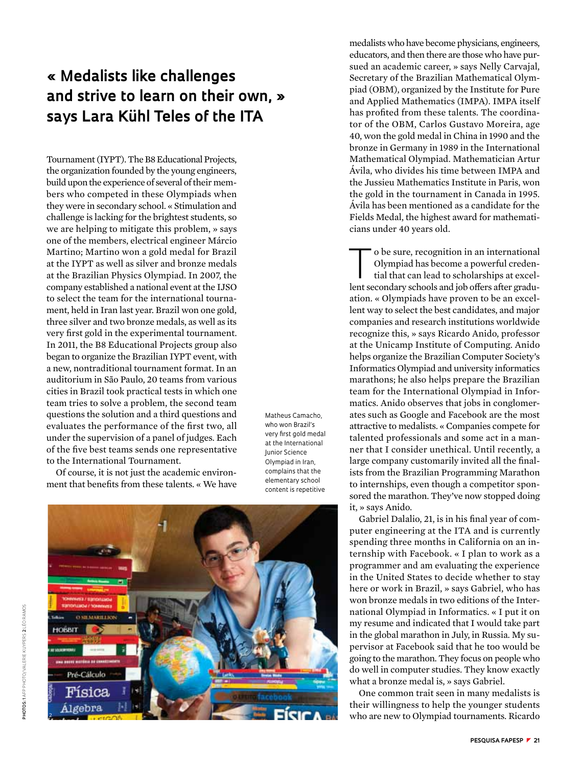# « Medalists like challenges and strive to learn on their own, » says Lara Kühl Teles of the ITA

Tournament (IYPT). The B8 Educational Projects, the organization founded by the young engineers, build upon the experience of several of their members who competed in these Olympiads when they were in secondary school. « Stimulation and challenge is lacking for the brightest students, so we are helping to mitigate this problem, » says one of the members, electrical engineer Márcio Martino; Martino won a gold medal for Brazil at the IYPT as well as silver and bronze medals at the Brazilian Physics Olympiad. In 2007, the company established a national event at the IJSO to select the team for the international tournament, held in Iran last year. Brazil won one gold, three silver and two bronze medals, as well as its very first gold in the experimental tournament. In 2011, the B8 Educational Projects group also began to organize the Brazilian IYPT event, with a new, nontraditional tournament format. In an auditorium in São Paulo, 20 teams from various cities in Brazil took practical tests in which one team tries to solve a problem, the second team questions the solution and a third questions and evaluates the performance of the first two, all under the supervision of a panel of judges. Each of the five best teams sends one representative to the International Tournament.

Of course, it is not just the academic environment that benefits from these talents. « We have medalists who have become physicians, engineers, educators, and then there are those who have pursued an academic career, » says Nelly Carvajal, Secretary of the Brazilian Mathematical Olympiad (OBM), organized by the Institute for Pure and Applied Mathematics (IMPA). IMPA itself has profited from these talents. The coordinator of the OBM, Carlos Gustavo Moreira, age 40, won the gold medal in China in 1990 and the bronze in Germany in 1989 in the International Mathematical Olympiad. Mathematician Artur Ávila, who divides his time between IMPA and the Jussieu Mathematics Institute in Paris, won the gold in the tournament in Canada in 1995. Ávila has been mentioned as a candidate for the Fields Medal, the highest award for mathematicians under 40 years old.

To be sure, recognition in an international Olympiad has become a powerful credential that can lead to scholarships at excellent secondary schools and job offers after graduation. « Olympiads have proven to be an excellent way to select the best candidates, and major companies and research institutions worldwide recognize this, » says Ricardo Anido, professor at the Unicamp Institute of Computing. Anido helps organize the Brazilian Computer Society's Informatics Olympiad and university informatics marathons; he also helps prepare the Brazilian team for the International Olympiad in Informatics. Anido observes that jobs in conglomerates such as Google and Facebook are the most attractive to medalists. « Companies compete for talented professionals and some act in a manner that I consider unethical. Until recently, a large company customarily invited all the finalists from the Brazilian Programming Marathon to internships, even though a competitor sponsored the marathon. They've now stopped doing it, » says Anido.

Gabriel Dalalio, 21, is in his final year of computer engineering at the ITA and is currently spending three months in California on an internship with Facebook. « I plan to work as a programmer and am evaluating the experience in the United States to decide whether to stay here or work in Brazil, » says Gabriel, who has won bronze medals in two editions of the International Olympiad in Informatics. « I put it on my resume and indicated that I would take part in the global marathon in July, in Russia. My supervisor at Facebook said that he too would be going to the marathon. They focus on people who do well in computer studies. They know exactly what a bronze medal is, » says Gabriel.

One common trait seen in many medalists is their willingness to help the younger students who are new to Olympiad tournaments. Ricardo

Matheus Camacho, who won Brazil's very first gold medal at the International Junior Science Olympiad in Iran, complains that the elementary school content is repetitive

PHOTOS: 1 AFP PHOTO/VALERIE KUYPERS 2 LÉO RAMOS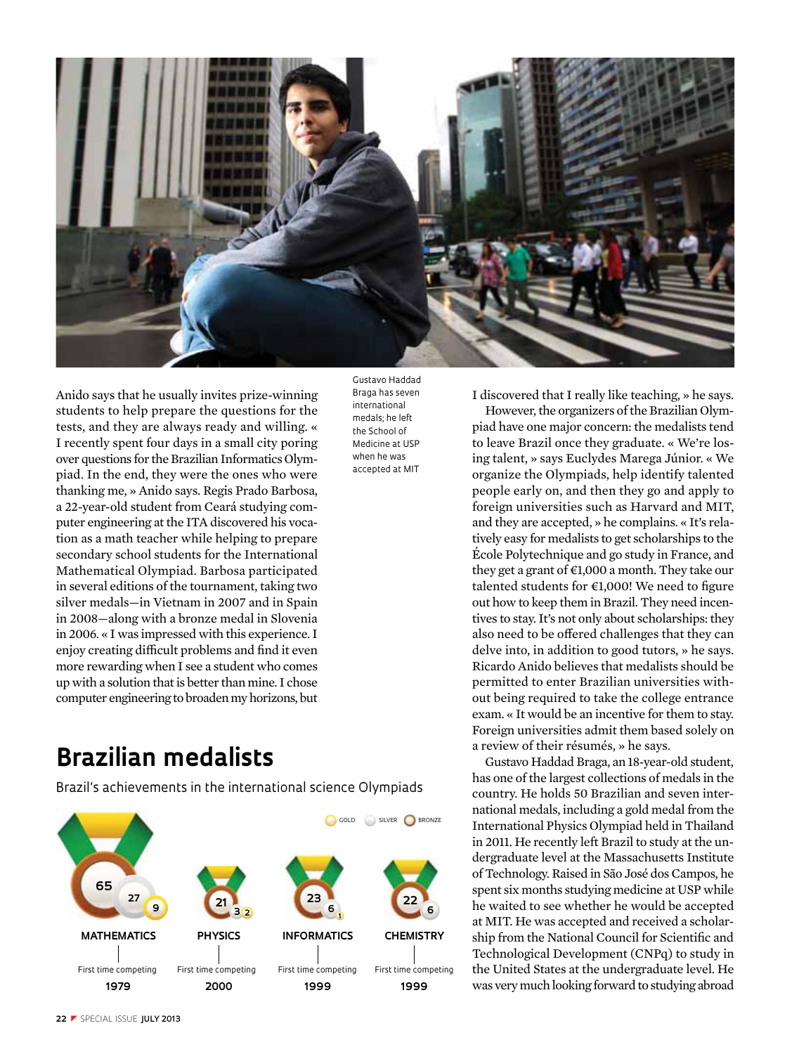Anido says that he usually invites prize-winning students to help prepare the questions for the tests, and they are always ready and willing. « I recently spent four days in a small city poring over questions for the Brazilian Informatics Olympiad. In the end, they were the ones who were thanking me, » Anido says. Regis Prado Barbosa, a 22-year-old student from Ceará studying computer engineering at the ITA discovered his vocation as a math teacher while helping to prepare secondary school students for the International Mathematical Olympiad. Barbosa participated in several editions of the tournament, taking two silver medals—in Vietnam in 2007 and in Spain in 2008—along with a bronze medal in Slovenia in 2006. « I was impressed with this experience. I enjoy creating difficult problems and find it even more rewarding when I see a student who comes up with a solution that is better than mine. I chose computer engineering to broaden my horizons, but I discovered that I really like teaching, » he says.

Gustavo Haddad Braga has seven international medals; he left the School of Medicine at USP when he was accepted at MIT

However, the organizers of the Brazilian Olympiad have one major concern: the medalists tend to leave Brazil once they graduate. « We're losing talent, » says Euclydes Marega Júnior. « We organize the Olympiads, help identify talented people early on, and then they go and apply to foreign universities such as Harvard and MIT, and they are accepted, » he complains. « It's relatively easy for medalists to get scholarships to the École Polytechnique and go study in France, and they get a grant of €1,000 a month. They take our talented students for €1,000! We need to figure out how to keep them in Brazil. They need incentives to stay. It's not only about scholarships: they also need to be offered challenges that they can delve into, in addition to good tutors, » he says. Ricardo Anido believes that medalists should be permitted to enter Brazilian universities without being required to take the college entrance exam. « It would be an incentive for them to stay. Foreign universities admit them based solely on a review of their résumés, » he says.

Gustavo Haddad Braga, an 18-year-old student, has one of the largest collections of medals in the country. He holds 50 Brazilian and seven international medals, including a gold medal from the International Physics Olympiad held in Thailand in 2011. He recently left Brazil to study at the undergraduate level at the Massachusetts Institute of Technology. Raised in São José dos Campos, he spent six months studying medicine at USP while he waited to see whether he would be accepted at MIT. He was accepted and received a scholarship from the National Council for Scientific and Technological Development (CNPq) to study in the United States at the undergraduate level. He was very much looking forward to studying abroad

## Brazilian medalists

Brazil's achievements in the international science Olympiads

| | Bronze | Silver | Gold | First time competing |
|---|---|---|---|---|
| MATHEMATICS | 65 | 27 | 9 | 1979 |
| PHYSICS | 21 | 3 | 2 | 2000 |
| INFORMATICS | 23 | 6 | 1 | 1999 |
| CHEMISTRY | 22 | 6 | | 1999 |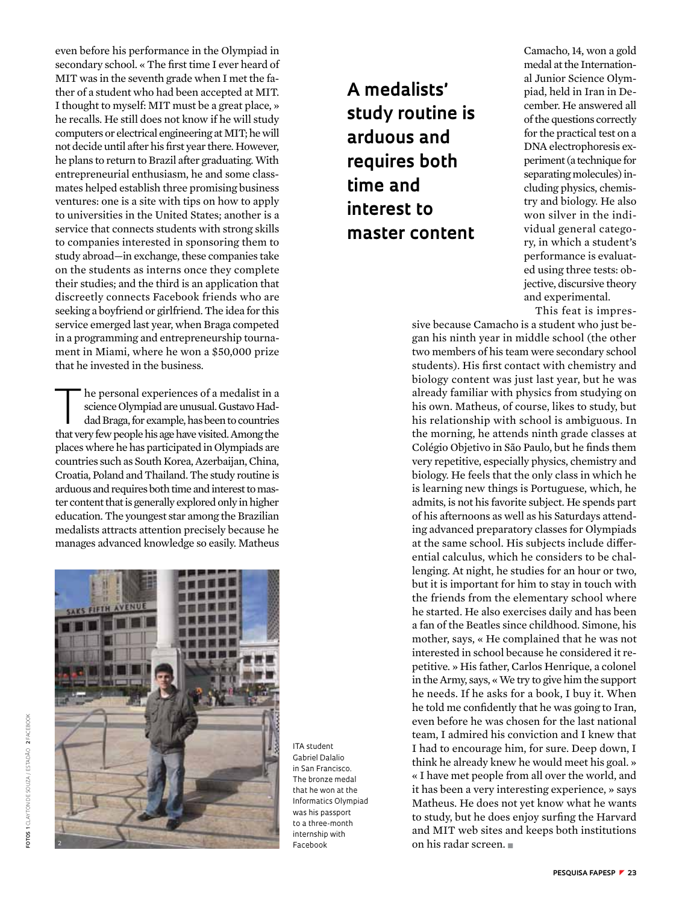even before his performance in the Olympiad in secondary school. « The first time I ever heard of MIT was in the seventh grade when I met the father of a student who had been accepted at MIT. I thought to myself: MIT must be a great place, » he recalls. He still does not know if he will study computers or electrical engineering at MIT; he will not decide until after his first year there. However, he plans to return to Brazil after graduating. With entrepreneurial enthusiasm, he and some classmates helped establish three promising business ventures: one is a site with tips on how to apply to universities in the United States; another is a service that connects students with strong skills to companies interested in sponsoring them to study abroad—in exchange, these companies take on the students as interns once they complete their studies; and the third is an application that discreetly connects Facebook friends who are seeking a boyfriend or girlfriend. The idea for this service emerged last year, when Braga competed in a programming and entrepreneurship tournament in Miami, where he won a $50,000 prize that he invested in the business.

The personal experiences of a medalist in a science Olympiad are unusual. Gustavo Haddad Braga, for example, has been to countries that very few people his age have visited. Among the places where he has participated in Olympiads are countries such as South Korea, Azerbaijan, China, Croatia, Poland and Thailand. The study routine is arduous and requires both time and interest to master content that is generally explored only in higher education. The youngest star among the Brazilian medalists attracts attention precisely because he manages advanced knowledge so easily. Matheus Camacho, 14, won a gold medal at the International Junior Science Olympiad, held in Iran in December. He answered all of the questions correctly for the practical test on a DNA electrophoresis experiment (a technique for separating molecules) including physics, chemistry and biology. He also won silver in the individual general category, in which a student's performance is evaluated using three tests: objective, discursive theory and experimental.

**A medalists' study routine is arduous and requires both time and interest to master content**

This feat is impressive because Camacho is a student who just began his ninth year in middle school (the other two members of his team were secondary school students). His first contact with chemistry and biology content was just last year, but he was already familiar with physics from studying on his own. Matheus, of course, likes to study, but his relationship with school is ambiguous. In the morning, he attends ninth grade classes at Colégio Objetivo in São Paulo, but he finds them very repetitive, especially physics, chemistry and biology. He feels that the only class in which he is learning new things is Portuguese, which, he admits, is not his favorite subject. He spends part of his afternoons as well as his Saturdays attending advanced preparatory classes for Olympiads at the same school. His subjects include differential calculus, which he considers to be challenging. At night, he studies for an hour or two, but it is important for him to stay in touch with the friends from the elementary school where he started. He also exercises daily and has been a fan of the Beatles since childhood. Simone, his mother, says, « He complained that he was not interested in school because he considered it repetitive. » His father, Carlos Henrique, a colonel in the Army, says, « We try to give him the support he needs. If he asks for a book, I buy it. When he told me confidently that he was going to Iran, even before he was chosen for the last national team, I admired his conviction and I knew that I had to encourage him, for sure. Deep down, I think he already knew he would meet his goal. » « I have met people from all over the world, and it has been a very interesting experience, » says Matheus. He does not yet know what he wants to study, but he does enjoy surfing the Harvard and MIT web sites and keeps both institutions on his radar screen. ■

ITA student Gabriel Dalalio in San Francisco. The bronze medal that he won at the Informatics Olympiad was his passport to a three-month internship with Facebook

FOTOS 1 CLAYTON DE SOUZA / ESTADÃO 2 FACEBOOK